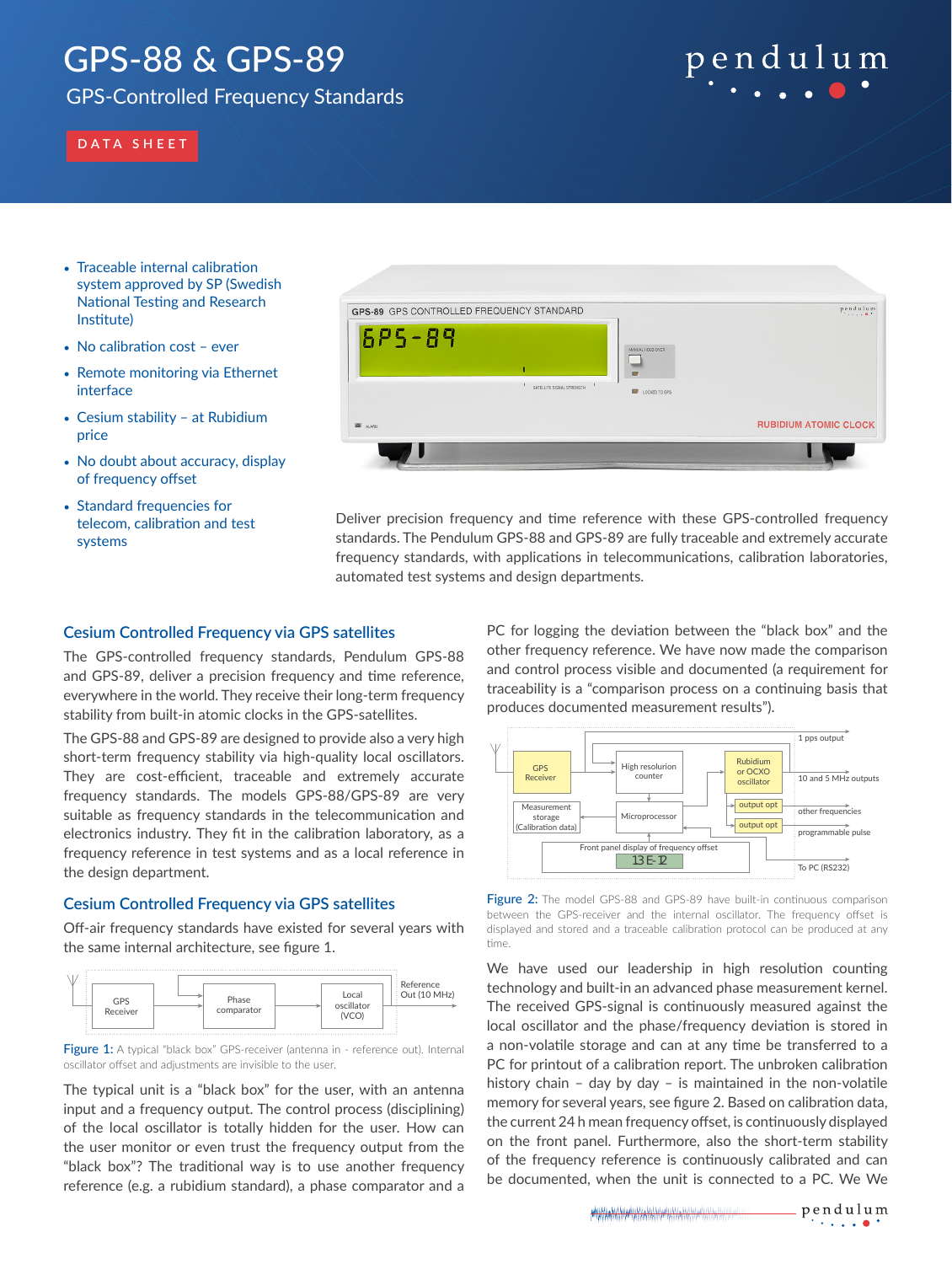# GPS-88 & GPS-89

GPS-Controlled Frequency Standards

DATA SHEET

- Traceable internal calibration system approved by SP (Swedish National Testing and Research Institute)
- No calibration cost – ever
- Remote monitoring via Ethernet interface
- Cesium stability – at Rubidium price
- No doubt about accuracy, display of frequency offset
- Standard frequencies for telecom, calibration and test systems

Deliver precision frequency and time reference with these GPS-controlled frequency standards. The Pendulum GPS-88 and GPS-89 are fully traceable and extremely accurate frequency standards, with applications in telecommunications, calibration laboratories, automated test systems and design departments.

## Cesium Controlled Frequency via GPS satellites

The GPS-controlled frequency standards, Pendulum GPS-88 and GPS-89, deliver a precision frequency and time reference, everywhere in the world. They receive their long-term frequency stability from built-in atomic clocks in the GPS-satellites.

The GPS-88 and GPS-89 are designed to provide also a very high short-term frequency stability via high-quality local oscillators. They are cost-efficient, traceable and extremely accurate frequency standards. The models GPS-88/GPS-89 are very suitable as frequency standards in the telecommunication and electronics industry. They fit in the calibration laboratory, as a frequency reference in test systems and as a local reference in the design department.

## Cesium Controlled Frequency via GPS satellites

Off-air frequency standards have existed for several years with the same internal architecture, see figure 1.

Figure 1: A typical "black box" GPS-receiver (antenna in - reference out). Internal oscillator offset and adjustments are invisible to the user.

The typical unit is a "black box" for the user, with an antenna input and a frequency output. The control process (disciplining) of the local oscillator is totally hidden for the user. How can the user monitor or even trust the frequency output from the "black box"? The traditional way is to use another frequency reference (e.g. a rubidium standard), a phase comparator and a PC for logging the deviation between the "black box" and the other frequency reference. We have now made the comparison and control process visible and documented (a requirement for traceability is a "comparison process on a continuing basis that produces documented measurement results").

Figure 2: The model GPS-88 and GPS-89 have built-in continuous comparison between the GPS-receiver and the internal oscillator. The frequency offset is displayed and stored and a traceable calibration protocol can be produced at any time.

We have used our leadership in high resolution counting technology and built-in an advanced phase measurement kernel. The received GPS-signal is continuously measured against the local oscillator and the phase/frequency deviation is stored in a non-volatile storage and can at any time be transferred to a PC for printout of a calibration report. The unbroken calibration history chain – day by day – is maintained in the non-volatile memory for several years, see figure 2. Based on calibration data, the current 24 h mean frequency offset, is continuously displayed on the front panel. Furthermore, also the short-term stability of the frequency reference is continuously calibrated and can be documented, when the unit is connected to a PC. We We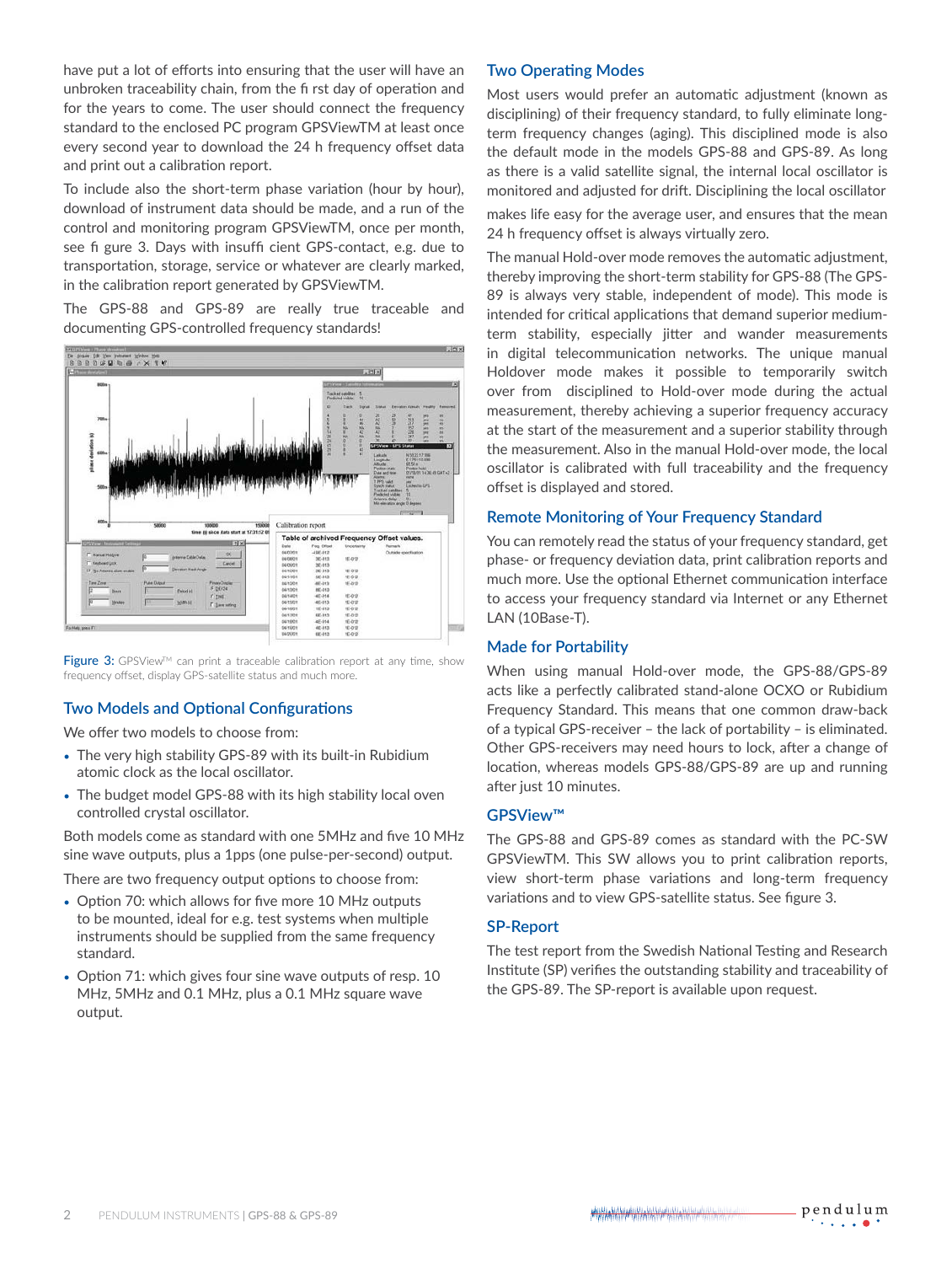have put a lot of efforts into ensuring that the user will have an unbroken traceability chain, from the first day of operation and for the years to come. The user should connect the frequency standard to the enclosed PC program GPSViewTM at least once every second year to download the 24 h frequency offset data and print out a calibration report.

To include also the short-term phase variation (hour by hour), download of instrument data should be made, and a run of the control and monitoring program GPSViewTM, once per month, see figure 3. Days with insufficient GPS-contact, e.g. due to transportation, storage, service or whatever are clearly marked, in the calibration report generated by GPSViewTM.

The GPS-88 and GPS-89 are really true traceable and documenting GPS-controlled frequency standards!

Figure 3: GPSView™ can print a traceable calibration report at any time, show frequency offset, display GPS-satellite status and much more.

## Two Models and Optional Configurations

We offer two models to choose from:

- The very high stability GPS-89 with its built-in Rubidium atomic clock as the local oscillator.
- The budget model GPS-88 with its high stability local oven controlled crystal oscillator.

Both models come as standard with one 5MHz and five 10 MHz sine wave outputs, plus a 1pps (one pulse-per-second) output.

There are two frequency output options to choose from:

- Option 70: which allows for five more 10 MHz outputs to be mounted, ideal for e.g. test systems when multiple instruments should be supplied from the same frequency standard.
- Option 71: which gives four sine wave outputs of resp. 10 MHz, 5MHz and 0.1 MHz, plus a 0.1 MHz square wave output.

## Two Operating Modes

Most users would prefer an automatic adjustment (known as disciplining) of their frequency standard, to fully eliminate long-term frequency changes (aging). This disciplined mode is also the default mode in the models GPS-88 and GPS-89. As long as there is a valid satellite signal, the internal local oscillator is monitored and adjusted for drift. Disciplining the local oscillator makes life easy for the average user, and ensures that the mean 24 h frequency offset is always virtually zero.

The manual Hold-over mode removes the automatic adjustment, thereby improving the short-term stability for GPS-88 (The GPS-89 is always very stable, independent of mode). This mode is intended for critical applications that demand superior medium-term stability, especially jitter and wander measurements in digital telecommunication networks. The unique manual Holdover mode makes it possible to temporarily switch over from disciplined to Hold-over mode during the actual measurement, thereby achieving a superior frequency accuracy at the start of the measurement and a superior stability through the measurement. Also in the manual Hold-over mode, the local oscillator is calibrated with full traceability and the frequency offset is displayed and stored.

## Remote Monitoring of Your Frequency Standard

You can remotely read the status of your frequency standard, get phase- or frequency deviation data, print calibration reports and much more. Use the optional Ethernet communication interface to access your frequency standard via Internet or any Ethernet LAN (10Base-T).

## Made for Portability

When using manual Hold-over mode, the GPS-88/GPS-89 acts like a perfectly calibrated stand-alone OCXO or Rubidium Frequency Standard. This means that one common draw-back of a typical GPS-receiver – the lack of portability – is eliminated. Other GPS-receivers may need hours to lock, after a change of location, whereas models GPS-88/GPS-89 are up and running after just 10 minutes.

## GPSView™

The GPS-88 and GPS-89 comes as standard with the PC-SW GPSViewTM. This SW allows you to print calibration reports, view short-term phase variations and long-term frequency variations and to view GPS-satellite status. See figure 3.

## SP-Report

The test report from the Swedish National Testing and Research Institute (SP) verifies the outstanding stability and traceability of the GPS-89. The SP-report is available upon request.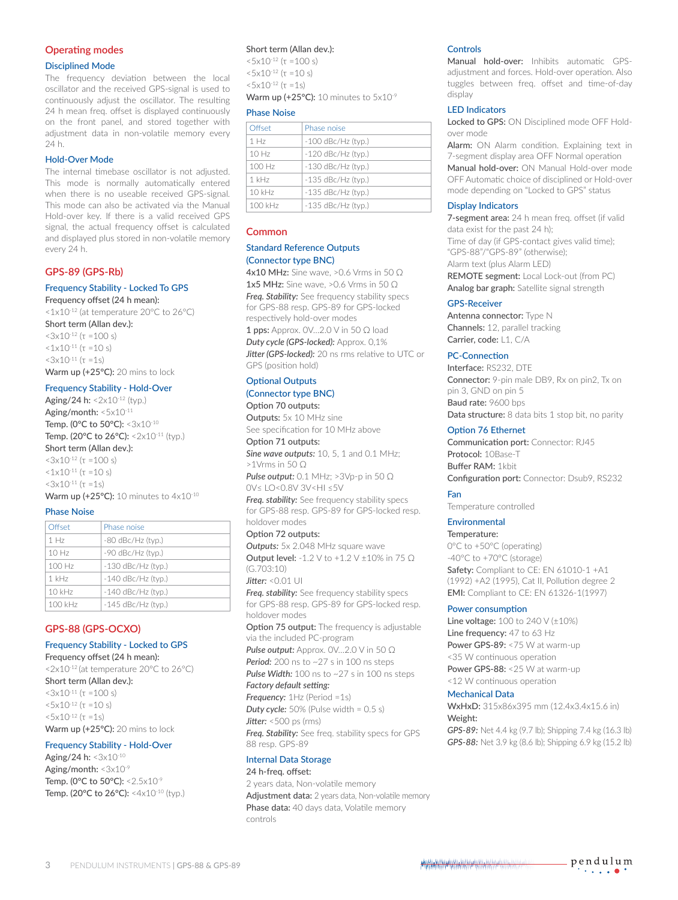## Operating modes

### Disciplined Mode

The frequency deviation between the local oscillator and the received GPS-signal is used to continuously adjust the oscillator. The resulting 24 h mean freq. offset is displayed continuously on the front panel, and stored together with adjustment data in non-volatile memory every 24 h.

### Hold-Over Mode

The internal timebase oscillator is not adjusted. This mode is normally automatically entered when there is no useable received GPS-signal. This mode can also be activated via the Manual Hold-over key. If there is a valid received GPS signal, the actual frequency offset is calculated and displayed plus stored in non-volatile memory every 24 h.

## GPS-89 (GPS-Rb)

### Frequency Stability - Locked To GPS

**Frequency offset (24 h mean):**
<$1x10^{-12}$ (at temperature 20°C to 26°C)

**Short term (Allan dev.):**
<$3x10^{-12}$ (τ =100 s)
<$1x10^{-11}$ (τ =10 s)
<$3x10^{-11}$ (τ =1s)

**Warm up (+25°C):** 20 mins to lock

### Frequency Stability - Hold-Over

**Aging/24 h:** <$2x10^{-12}$ (typ.)
**Aging/month:** <$5x10^{-11}$
**Temp. (0°C to 50°C):** <$3x10^{-10}$
**Temp. (20°C to 26°C):** <$2x10^{-11}$ (typ.)

**Short term (Allan dev.):**
<$3x10^{-12}$ (τ =100 s)
<$1x10^{-11}$ (τ =10 s)
<$3x10^{-11}$ (τ =1s)

**Warm up (+25°C):** 10 minutes to $4x10^{-10}$

### Phase Noise

| Offset | Phase noise |
|---|---|
| 1 Hz | -80 dBc/Hz (typ.) |
| 10 Hz | -90 dBc/Hz (typ.) |
| 100 Hz | -130 dBc/Hz (typ.) |
| 1 kHz | -140 dBc/Hz (typ.) |
| 10 kHz | -140 dBc/Hz (typ.) |
| 100 kHz | -145 dBc/Hz (typ.) |

## GPS-88 (GPS-OCXO)

### Frequency Stability - Locked to GPS

**Frequency offset (24 h mean):**
<$2x10^{-12}$ (at temperature 20°C to 26°C)

**Short term (Allan dev.):**
<$3x10^{-11}$ (τ =100 s)
<$5x10^{-12}$ (τ =10 s)
<$5x10^{-12}$ (τ =1s)

**Warm up (+25°C):** 20 mins to lock

### Frequency Stability - Hold-Over

**Aging/24 h:** <$3x10^{-10}$
**Aging/month:** <$3x10^{-9}$
**Temp. (0°C to 50°C):** <$2.5x10^{-9}$
**Temp. (20°C to 26°C):** <$4x10^{-10}$ (typ.)

**Short term (Allan dev.):**
<$5x10^{-12}$ (τ =100 s)
<$5x10^{-12}$ (τ =10 s)
<$5x10^{-12}$ (τ =1s)

**Warm up (+25°C):** 10 minutes to $5x10^{-9}$

### Phase Noise

| Offset | Phase noise |
|---|---|
| 1 Hz | -100 dBc/Hz (typ.) |
| 10 Hz | -120 dBc/Hz (typ.) |
| 100 Hz | -130 dBc/Hz (typ.) |
| 1 kHz | -135 dBc/Hz (typ.) |
| 10 kHz | -135 dBc/Hz (typ.) |
| 100 kHz | -135 dBc/Hz (typ.) |

## Common

### Standard Reference Outputs (Connector type BNC)

**4x10 MHz:** Sine wave, >0.6 Vrms in 50 Ω
**1x5 MHz:** Sine wave, >0.6 Vrms in 50 Ω
***Freq. Stability:*** See frequency stability specs for GPS-88 resp. GPS-89 for GPS-locked respectively hold-over modes
**1 pps:** Approx. 0V...2.0 V in 50 Ω load
***Duty cycle (GPS-locked):*** Approx. 0,1%
***Jitter (GPS-locked):*** 20 ns rms relative to UTC or GPS (position hold)

### Optional Outputs (Connector type BNC)

**Option 70 outputs:**
**Outputs:** 5x 10 MHz sine
See specification for 10 MHz above

**Option 71 outputs:**
***Sine wave outputs:*** 10, 5, 1 and 0.1 MHz; >1Vrms in 50 Ω
***Pulse output:*** 0.1 MHz; >3Vp-p in 50 Ω
0V≤ LO<0.8V 3V<HI ≤5V
***Freq. stability:*** See frequency stability specs for GPS-88 resp. GPS-89 for GPS-locked resp. holdover modes

**Option 72 outputs:**
***Outputs:*** 5x 2.048 MHz square wave
**Output level:** -1.2 V to +1.2 V ±10% in 75 Ω (G.703:10)
***Jitter:*** <0.01 UI
***Freq. stability:*** See frequency stability specs for GPS-88 resp. GPS-89 for GPS-locked resp. holdover modes

**Option 75 output:** The frequency is adjustable via the included PC-program
***Pulse output:*** Approx. 0V...2.0 V in 50 Ω
***Period:*** 200 ns to ~27 s in 100 ns steps
***Pulse Width:*** 100 ns to ~27 s in 100 ns steps
***Factory default setting:***
***Frequency:*** 1Hz (Period =1s)
***Duty cycle:*** 50% (Pulse width = 0.5 s)
***Jitter:*** <500 ps (rms)
***Freq. Stability:*** See freq. stability specs for GPS 88 resp. GPS-89

### Internal Data Storage

**24 h-freq. offset:**
2 years data, Non-volatile memory
**Adjustment data:** 2 years data, Non-volatile memory
**Phase data:** 40 days data, Volatile memory

controls

### Controls

**Manual hold-over:** Inhibits automatic GPS-adjustment and forces. Hold-over operation. Also tuggles between freq. offset and time-of-day display

### LED Indicators

**Locked to GPS:** ON Disciplined mode OFF Hold-over mode
**Alarm:** ON Alarm condition. Explaining text in 7-segment display area OFF Normal operation
**Manual hold-over:** ON Manual Hold-over mode OFF Automatic choice of disciplined or Hold-over mode depending on "Locked to GPS" status

### Display Indicators

**7-segment area:** 24 h mean freq. offset (if valid data exist for the past 24 h);
Time of day (if GPS-contact gives valid time);
"GPS-88"/"GPS-89" (otherwise);
Alarm text (plus Alarm LED)
**REMOTE segment:** Local Lock-out (from PC)
**Analog bar graph:** Satellite signal strength

### GPS-Receiver

**Antenna connector:** Type N
**Channels:** 12, parallel tracking
**Carrier, code:** L1, C/A

### PC-Connection

**Interface:** RS232, DTE
**Connector:** 9-pin male DB9, Rx on pin2, Tx on pin 3, GND on pin 5
**Baud rate:** 9600 bps
**Data structure:** 8 data bits 1 stop bit, no parity

### Option 76 Ethernet

**Communication port:** Connector: RJ45
**Protocol:** 10Base-T
**Buffer RAM:** 1kbit
**Configuration port:** Connector: Dsub9, RS232

### Fan

Temperature controlled

### Environmental

**Temperature:**
0°C to +50°C (operating)
-40°C to +70°C (storage)
**Safety:** Compliant to CE: EN 61010-1 +A1 (1992) +A2 (1995), Cat II, Pollution degree 2
**EMI:** Compliant to CE: EN 61326-1(1997)

### Power consumption

**Line voltage:** 100 to 240 V (±10%)
**Line frequency:** 47 to 63 Hz
**Power GPS-89:** <75 W at warm-up
<35 W continuous operation
**Power GPS-88:** <25 W at warm-up
<12 W continuous operation

### Mechanical Data

**WxHxD:** 315x86x395 mm (12.4x3.4x15.6 in)
**Weight:**
***GPS-89:*** Net 4.4 kg (9.7 lb); Shipping 7.4 kg (16.3 lb)
***GPS-88:*** Net 3.9 kg (8.6 lb); Shipping 6.9 kg (15.2 lb)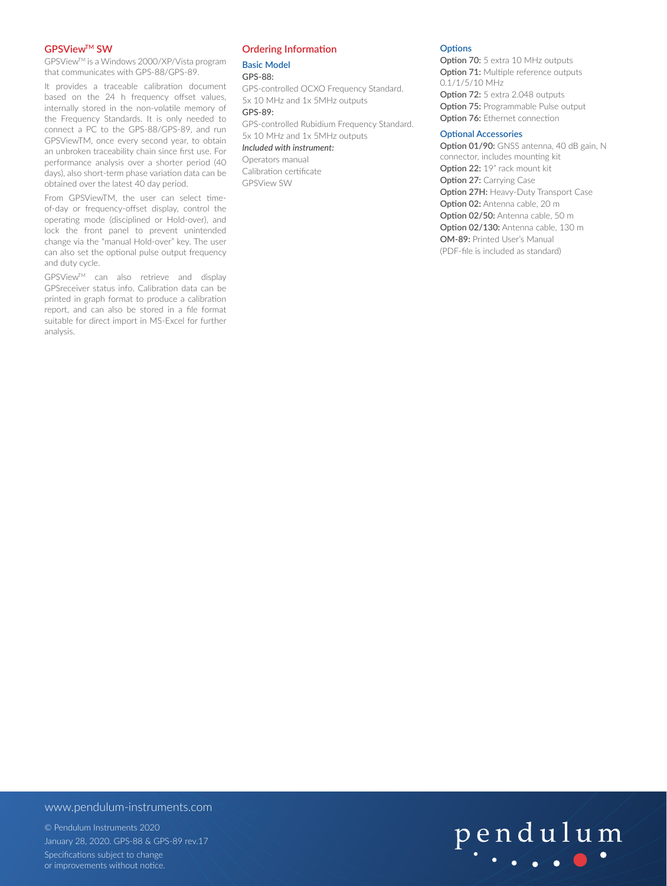## GPSView™ SW

GPSView™ is a Windows 2000/XP/Vista program that communicates with GPS-88/GPS-89.

It provides a traceable calibration document based on the 24 h frequency offset values, internally stored in the non-volatile memory of the Frequency Standards. It is only needed to connect a PC to the GPS-88/GPS-89, and run GPSViewTM, once every second year, to obtain an unbroken traceability chain since first use. For performance analysis over a shorter period (40 days), also short-term phase variation data can be obtained over the latest 40 day period.

From GPSViewTM, the user can select time-of-day or frequency-offset display, control the operating mode (disciplined or Hold-over), and lock the front panel to prevent unintended change via the "manual Hold-over" key. The user can also set the optional pulse output frequency and duty cycle.

GPSView™ can also retrieve and display GPSreceiver status info. Calibration data can be printed in graph format to produce a calibration report, and can also be stored in a file format suitable for direct import in MS-Excel for further analysis.

## Ordering Information

### Basic Model

**GPS-88:**
GPS-controlled OCXO Frequency Standard.
5x 10 MHz and 1x 5MHz outputs

**GPS-89:**
GPS-controlled Rubidium Frequency Standard.
5x 10 MHz and 1x 5MHz outputs

***Included with instrument:***
Operators manual
Calibration certificate
GPSView SW

### Options

**Option 70:** 5 extra 10 MHz outputs
**Option 71:** Multiple reference outputs 0.1/1/5/10 MHz
**Option 72:** 5 extra 2.048 outputs
**Option 75:** Programmable Pulse output
**Option 76:** Ethernet connection

### Optional Accessories

**Option 01/90:** GNSS antenna, 40 dB gain, N connector, includes mounting kit
**Option 22:** 19" rack mount kit
**Option 27:** Carrying Case
**Option 27H:** Heavy-Duty Transport Case
**Option 02:** Antenna cable, 20 m
**Option 02/50:** Antenna cable, 50 m
**Option 02/130:** Antenna cable, 130 m
**OM-89:** Printed User's Manual
(PDF-file is included as standard)

www.pendulum-instruments.com

© Pendulum Instruments 2020
January 28, 2020. GPS-88 & GPS-89 rev.17
Specifications subject to change or improvements without notice.

pendulum